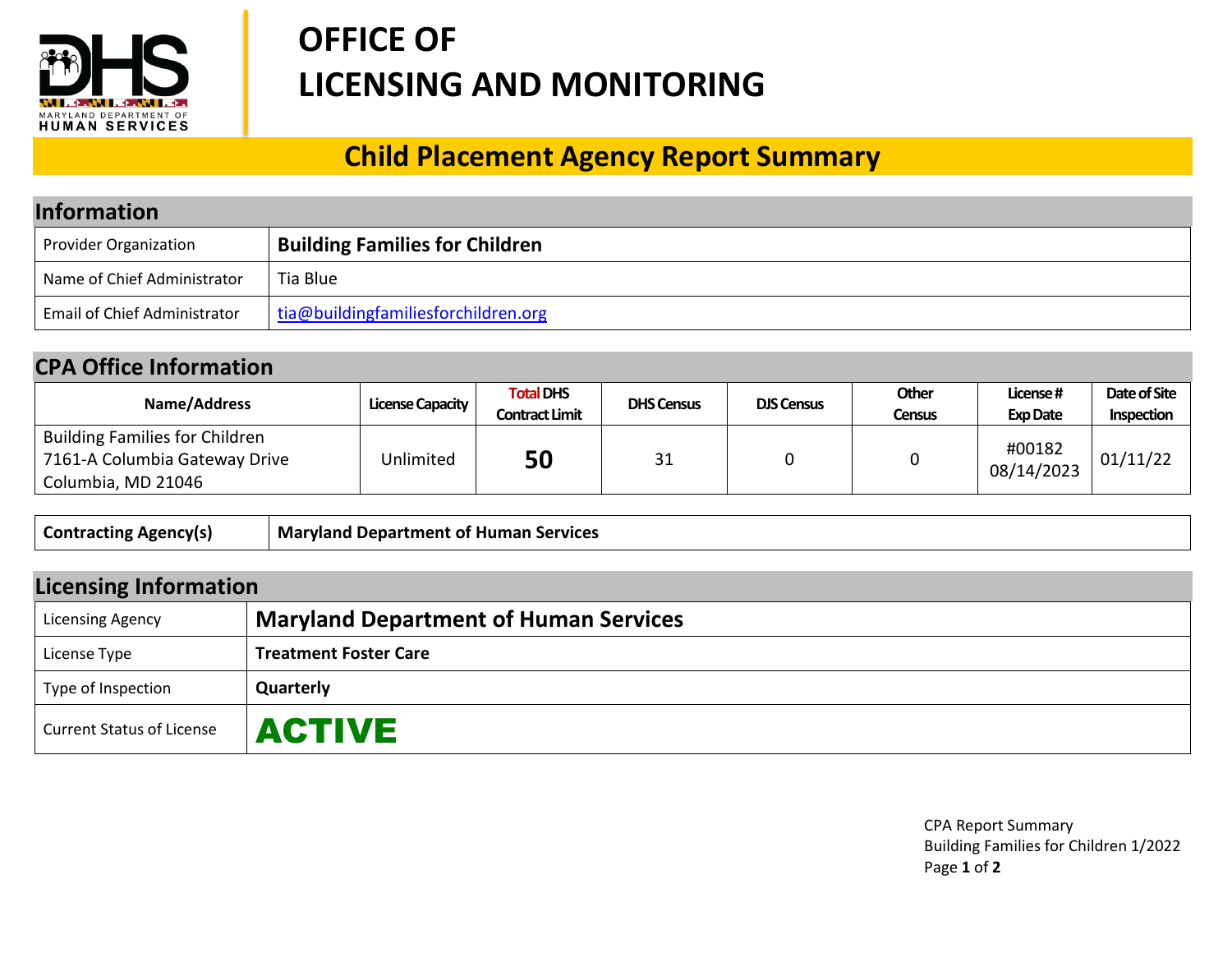# OFFICE OF LICENSING AND MONITORING

## Child Placement Agency Report Summary

### Information

| Provider Organization | **Building Families for Children** |
|---|---|
| Name of Chief Administrator | Tia Blue |
| Email of Chief Administrator | tia@buildingfamiliesforchildren.org |

### CPA Office Information

| Name/Address | License Capacity | Total DHS Contract Limit | DHS Census | DJS Census | Other Census | License # Exp Date | Date of Site Inspection |
|---|---|---|---|---|---|---|---|
| Building Families for Children 7161-A Columbia Gateway Drive Columbia, MD 21046 | Unlimited | **50** | 31 | 0 | 0 | #00182 08/14/2023 | 01/11/22 |

| **Contracting Agency(s)** | **Maryland Department of Human Services** |
|---|---|

### Licensing Information

| Licensing Agency | **Maryland Department of Human Services** |
|---|---|
| License Type | **Treatment Foster Care** |
| Type of Inspection | **Quarterly** |
| Current Status of License | **ACTIVE** |

CPA Report Summary
Building Families for Children 1/2022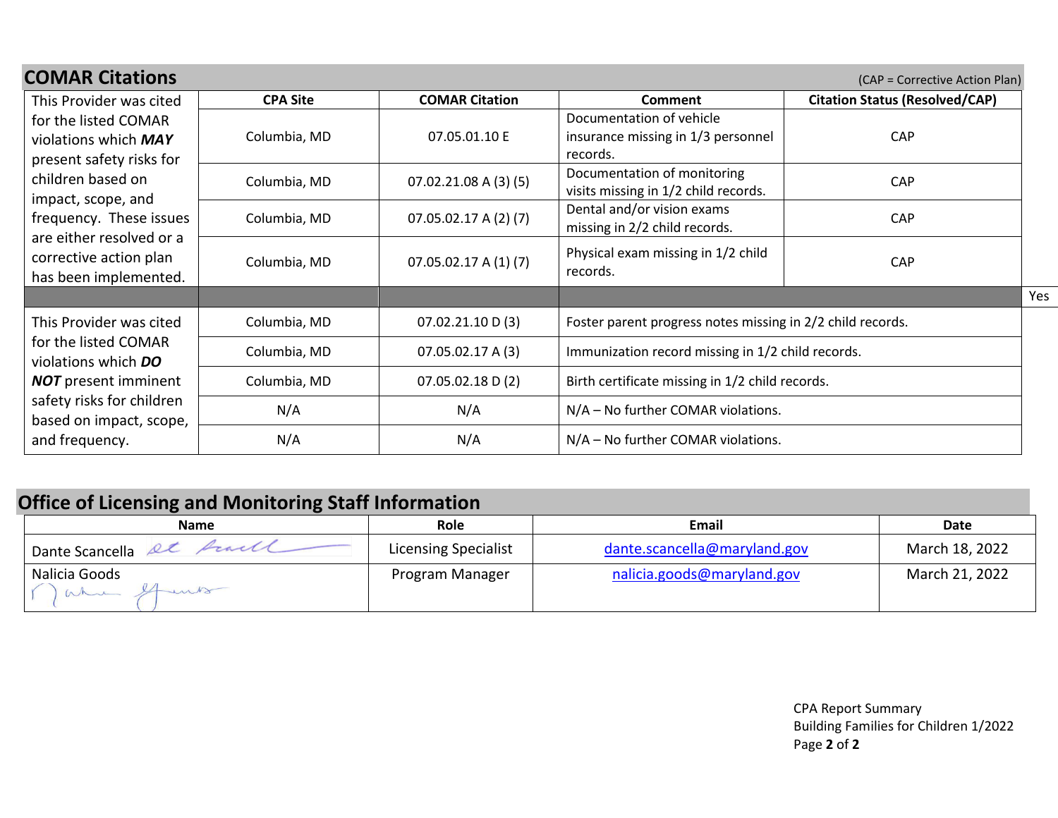## COMAR Citations

(CAP = Corrective Action Plan)

| | CPA Site | COMAR Citation | Comment | Citation Status (Resolved/CAP) |
|---|---|---|---|---|
| This Provider was cited for the listed COMAR violations which ***MAY*** present safety risks for children based on impact, scope, and frequency. These issues are either resolved or a corrective action plan has been implemented. | Columbia, MD | 07.05.01.10 E | Documentation of vehicle insurance missing in 1/3 personnel records. | CAP |
| | Columbia, MD | 07.02.21.08 A (3) (5) | Documentation of monitoring visits missing in 1/2 child records. | CAP |
| | Columbia, MD | 07.05.02.17 A (2) (7) | Dental and/or vision exams missing in 2/2 child records. | CAP |
| | Columbia, MD | 07.05.02.17 A (1) (7) | Physical exam missing in 1/2 child records. | CAP |

Yes

| | CPA Site | COMAR Citation | Comment |
|---|---|---|---|
| This Provider was cited for the listed COMAR violations which ***DO NOT*** present imminent safety risks for children based on impact, scope, and frequency. | Columbia, MD | 07.02.21.10 D (3) | Foster parent progress notes missing in 2/2 child records. |
| | Columbia, MD | 07.05.02.17 A (3) | Immunization record missing in 1/2 child records. |
| | Columbia, MD | 07.05.02.18 D (2) | Birth certificate missing in 1/2 child records. |
| | N/A | N/A | N/A – No further COMAR violations. |
| | N/A | N/A | N/A – No further COMAR violations. |

## Office of Licensing and Monitoring Staff Information

| Name | Role | Email | Date |
|---|---|---|---|
| Dante Scancella | Licensing Specialist | dante.scancella@maryland.gov | March 18, 2022 |
| Nalicia Goods | Program Manager | nalicia.goods@maryland.gov | March 21, 2022 |

CPA Report Summary
Building Families for Children 1/2022